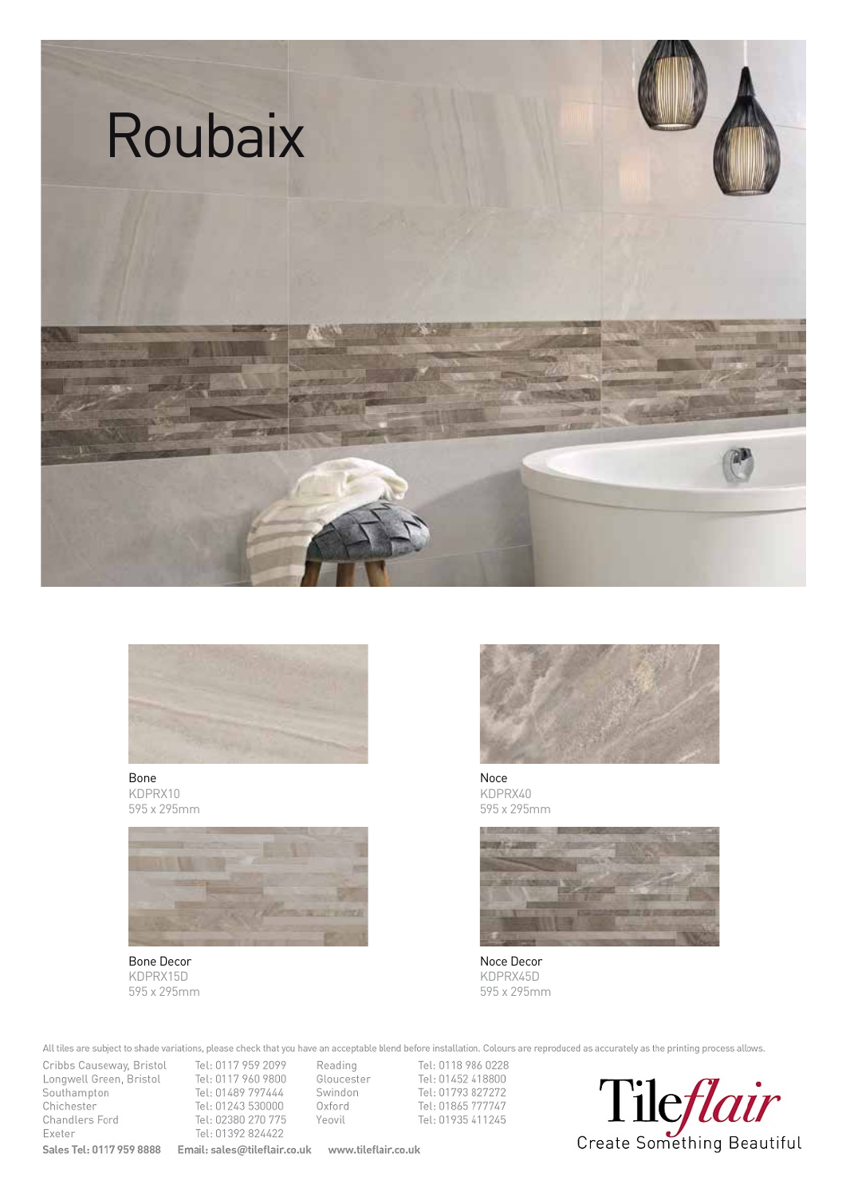# Roubaix

Bone
KDPRX10
595 x 295mm

Noce
KDPRX40
595 x 295mm

Bone Decor
KDPRX15D
595 x 295mm

Noce Decor
KDPRX45D
595 x 295mm

All tiles are subject to shade variations, please check that you have an acceptable blend before installation. Colours are reproduced as accurately as the printing process allows.

| | | | |
|---|---|---|---|
| Cribbs Causeway, Bristol | Tel: 0117 959 2099 | Reading | Tel: 0118 986 0228 |
| Longwell Green, Bristol | Tel: 0117 960 9800 | Gloucester | Tel: 01452 418800 |
| Southampton | Tel: 01489 797444 | Swindon | Tel: 01793 827272 |
| Chichester | Tel: 01243 530000 | Oxford | Tel: 01865 777747 |
| Chandlers Ford | Tel: 02380 270 775 | Yeovil | Tel: 01935 411245 |
| Exeter | Tel: 01392 824422 | | |

**Sales Tel: 0117 959 8888** **Email: sales@tileflair.co.uk** **www.tileflair.co.uk**

Tileflair
Create Something Beautiful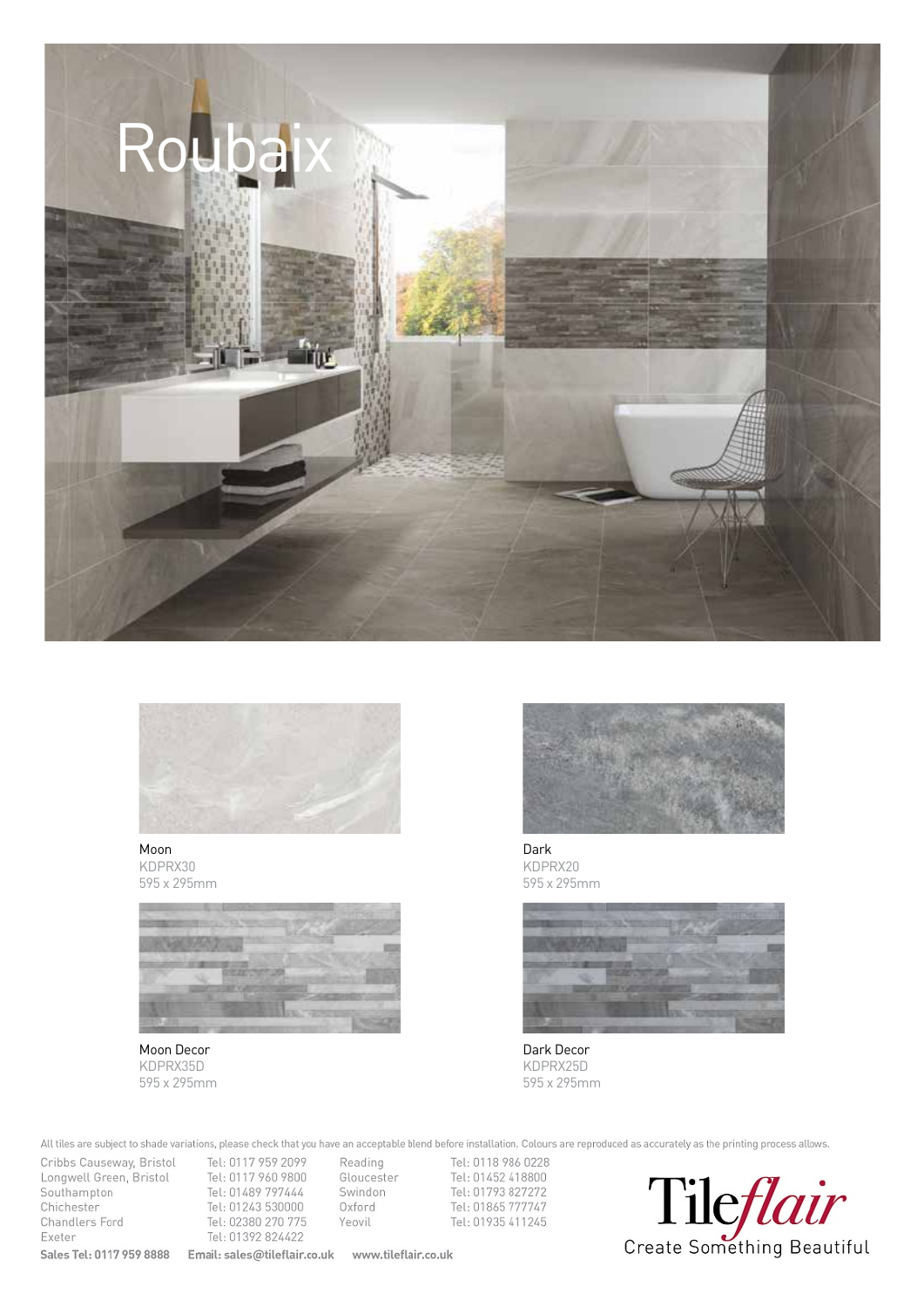# Roubaix

Moon
KDPRX30
595 x 295mm

Dark
KDPRX20
595 x 295mm

Moon Decor
KDPRX35D
595 x 295mm

Dark Decor
KDPRX25D
595 x 295mm

All tiles are subject to shade variations, please check that you have an acceptable blend before installation. Colours are reproduced as accurately as the printing process allows.

| | | | |
|---|---|---|---|
| Cribbs Causeway, Bristol | Tel: 0117 959 2099 | Reading | Tel: 0118 986 0228 |
| Longwell Green, Bristol | Tel: 0117 960 9800 | Gloucester | Tel: 01452 418800 |
| Southampton | Tel: 01489 797444 | Swindon | Tel: 01793 827272 |
| Chichester | Tel: 01243 530000 | Oxford | Tel: 01865 777747 |
| Chandlers Ford | Tel: 02380 270 775 | Yeovil | Tel: 01935 411245 |
| Exeter | Tel: 01392 824422 | | |

**Sales Tel: 0117 959 8888** **Email: sales@tileflair.co.uk** **www.tileflair.co.uk**

Tile*flair*
Create Something Beautiful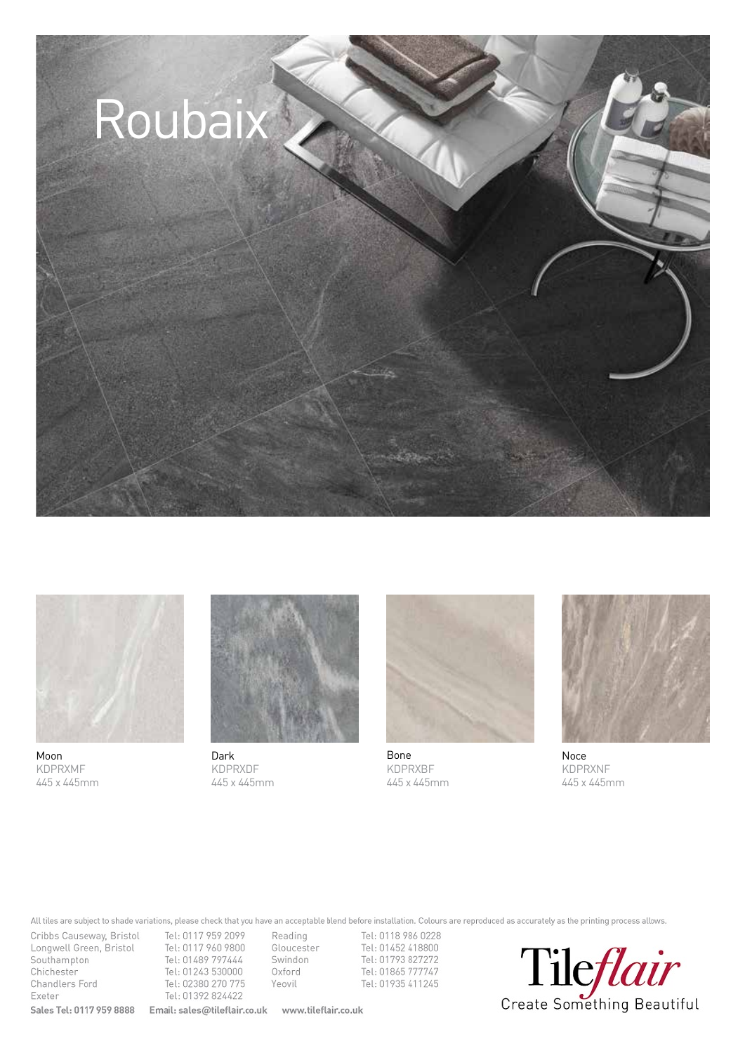# Roubaix

Moon
KDPRXMF
445 x 445mm

Dark
KDPRXDF
445 x 445mm

Bone
KDPRXBF
445 x 445mm

Noce
KDPRXNF
445 x 445mm

All tiles are subject to shade variations, please check that you have an acceptable blend before installation. Colours are reproduced as accurately as the printing process allows.

| | | | |
|---|---|---|---|
| Cribbs Causeway, Bristol | Tel: 0117 959 2099 | Reading | Tel: 0118 986 0228 |
| Longwell Green, Bristol | Tel: 0117 960 9800 | Gloucester | Tel: 01452 418800 |
| Southampton | Tel: 01489 797444 | Swindon | Tel: 01793 827272 |
| Chichester | Tel: 01243 530000 | Oxford | Tel: 01865 777747 |
| Chandlers Ford | Tel: 02380 270 775 | Yeovil | Tel: 01935 411245 |
| Exeter | Tel: 01392 824422 | | |

**Sales Tel: 0117 959 8888** **Email: sales@tileflair.co.uk** **www.tileflair.co.uk**

Tileflair
Create Something Beautiful